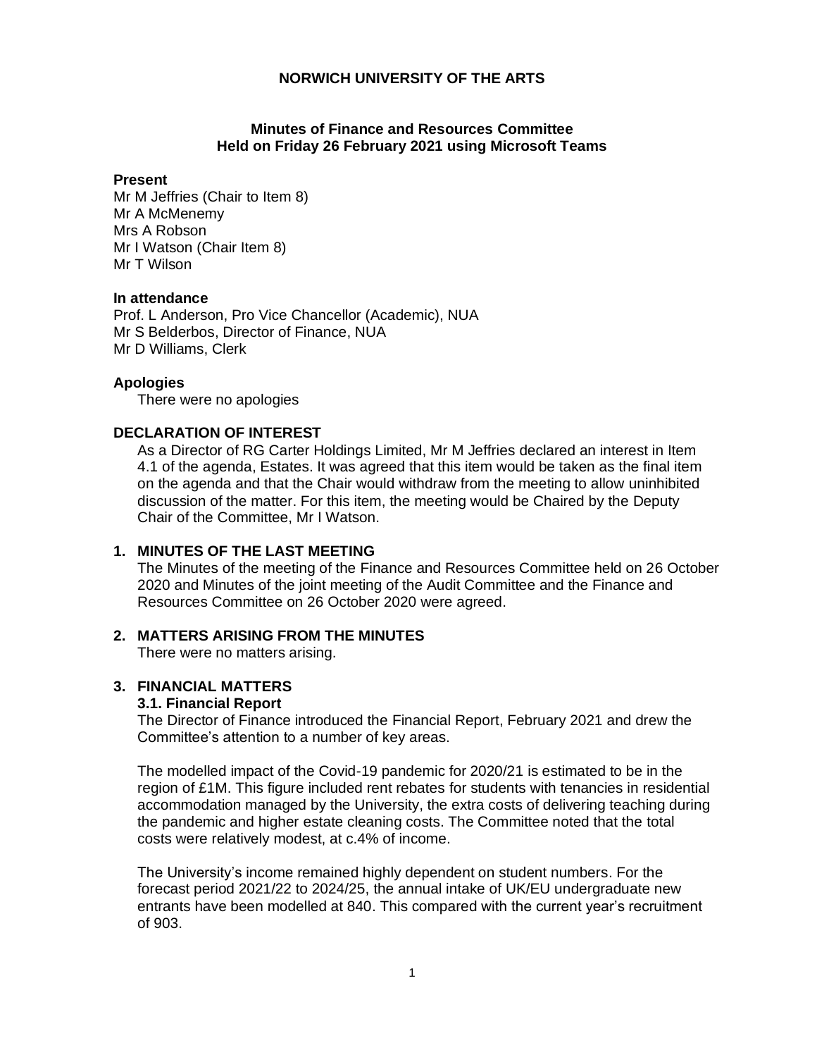**NORWICH UNIVERSITY OF THE ARTS**

**Minutes of Finance and Resources Committee**
**Held on Friday 26 February 2021 using Microsoft Teams**

**Present**

Mr M Jeffries (Chair to Item 8)
Mr A McMenemy
Mrs A Robson
Mr I Watson (Chair Item 8)
Mr T Wilson

**In attendance**

Prof. L Anderson, Pro Vice Chancellor (Academic), NUA
Mr S Belderbos, Director of Finance, NUA
Mr D Williams, Clerk

**Apologies**

There were no apologies

**DECLARATION OF INTEREST**

As a Director of RG Carter Holdings Limited, Mr M Jeffries declared an interest in Item 4.1 of the agenda, Estates. It was agreed that this item would be taken as the final item on the agenda and that the Chair would withdraw from the meeting to allow uninhibited discussion of the matter. For this item, the meeting would be Chaired by the Deputy Chair of the Committee, Mr I Watson.

**1. MINUTES OF THE LAST MEETING**

The Minutes of the meeting of the Finance and Resources Committee held on 26 October 2020 and Minutes of the joint meeting of the Audit Committee and the Finance and Resources Committee on 26 October 2020 were agreed.

**2. MATTERS ARISING FROM THE MINUTES**

There were no matters arising.

**3. FINANCIAL MATTERS**

**3.1. Financial Report**

The Director of Finance introduced the Financial Report, February 2021 and drew the Committee's attention to a number of key areas.

The modelled impact of the Covid-19 pandemic for 2020/21 is estimated to be in the region of £1M. This figure included rent rebates for students with tenancies in residential accommodation managed by the University, the extra costs of delivering teaching during the pandemic and higher estate cleaning costs. The Committee noted that the total costs were relatively modest, at c.4% of income.

The University's income remained highly dependent on student numbers. For the forecast period 2021/22 to 2024/25, the annual intake of UK/EU undergraduate new entrants have been modelled at 840. This compared with the current year's recruitment of 903.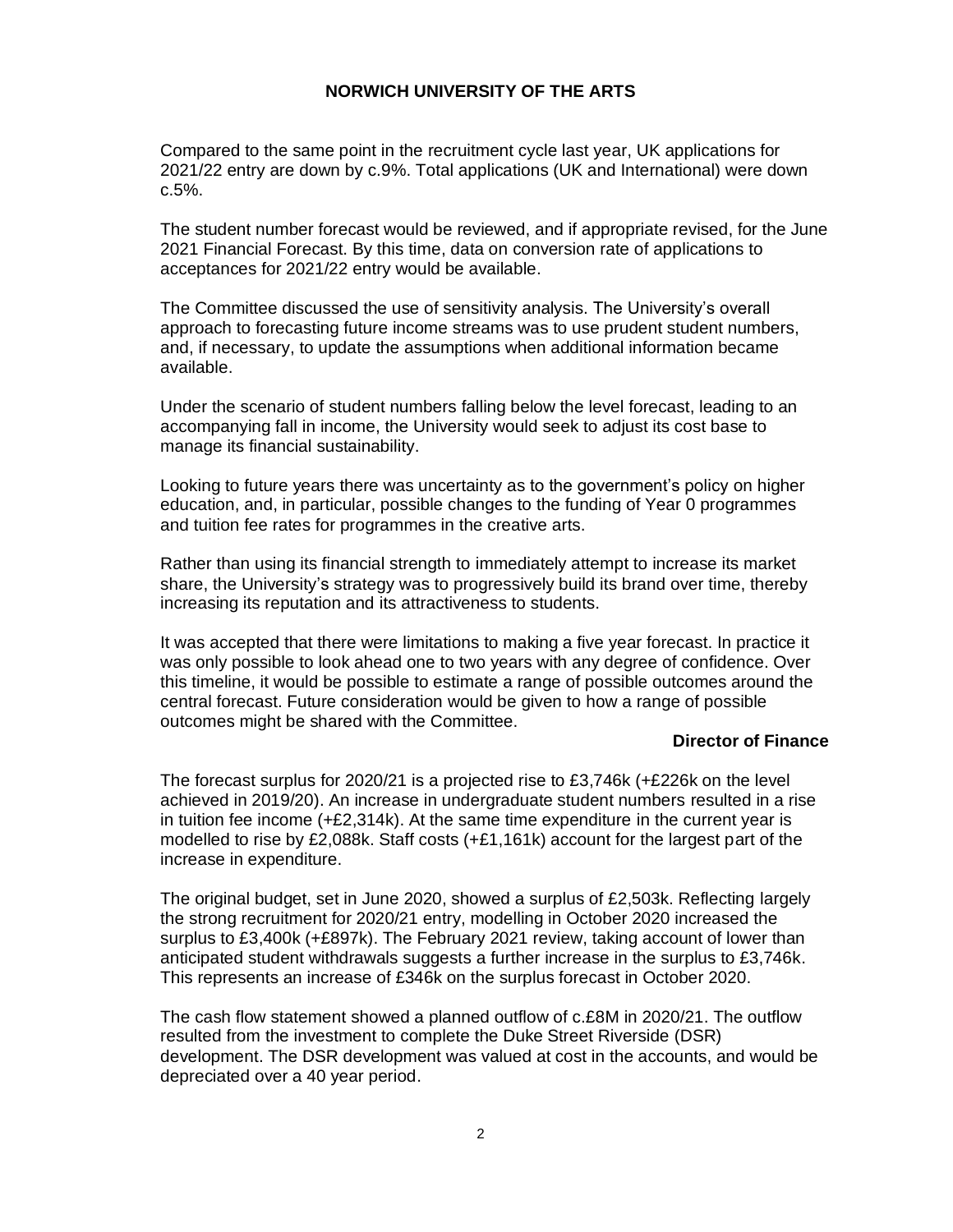Compared to the same point in the recruitment cycle last year, UK applications for 2021/22 entry are down by c.9%. Total applications (UK and International) were down c.5%.

The student number forecast would be reviewed, and if appropriate revised, for the June 2021 Financial Forecast. By this time, data on conversion rate of applications to acceptances for 2021/22 entry would be available.

The Committee discussed the use of sensitivity analysis. The University's overall approach to forecasting future income streams was to use prudent student numbers, and, if necessary, to update the assumptions when additional information became available.

Under the scenario of student numbers falling below the level forecast, leading to an accompanying fall in income, the University would seek to adjust its cost base to manage its financial sustainability.

Looking to future years there was uncertainty as to the government's policy on higher education, and, in particular, possible changes to the funding of Year 0 programmes and tuition fee rates for programmes in the creative arts.

Rather than using its financial strength to immediately attempt to increase its market share, the University's strategy was to progressively build its brand over time, thereby increasing its reputation and its attractiveness to students.

It was accepted that there were limitations to making a five year forecast. In practice it was only possible to look ahead one to two years with any degree of confidence. Over this timeline, it would be possible to estimate a range of possible outcomes around the central forecast. Future consideration would be given to how a range of possible outcomes might be shared with the Committee.

**Director of Finance**

The forecast surplus for 2020/21 is a projected rise to £3,746k (+£226k on the level achieved in 2019/20). An increase in undergraduate student numbers resulted in a rise in tuition fee income (+£2,314k). At the same time expenditure in the current year is modelled to rise by £2,088k. Staff costs (+£1,161k) account for the largest part of the increase in expenditure.

The original budget, set in June 2020, showed a surplus of £2,503k. Reflecting largely the strong recruitment for 2020/21 entry, modelling in October 2020 increased the surplus to £3,400k (+£897k). The February 2021 review, taking account of lower than anticipated student withdrawals suggests a further increase in the surplus to £3,746k. This represents an increase of £346k on the surplus forecast in October 2020.

The cash flow statement showed a planned outflow of c.£8M in 2020/21. The outflow resulted from the investment to complete the Duke Street Riverside (DSR) development. The DSR development was valued at cost in the accounts, and would be depreciated over a 40 year period.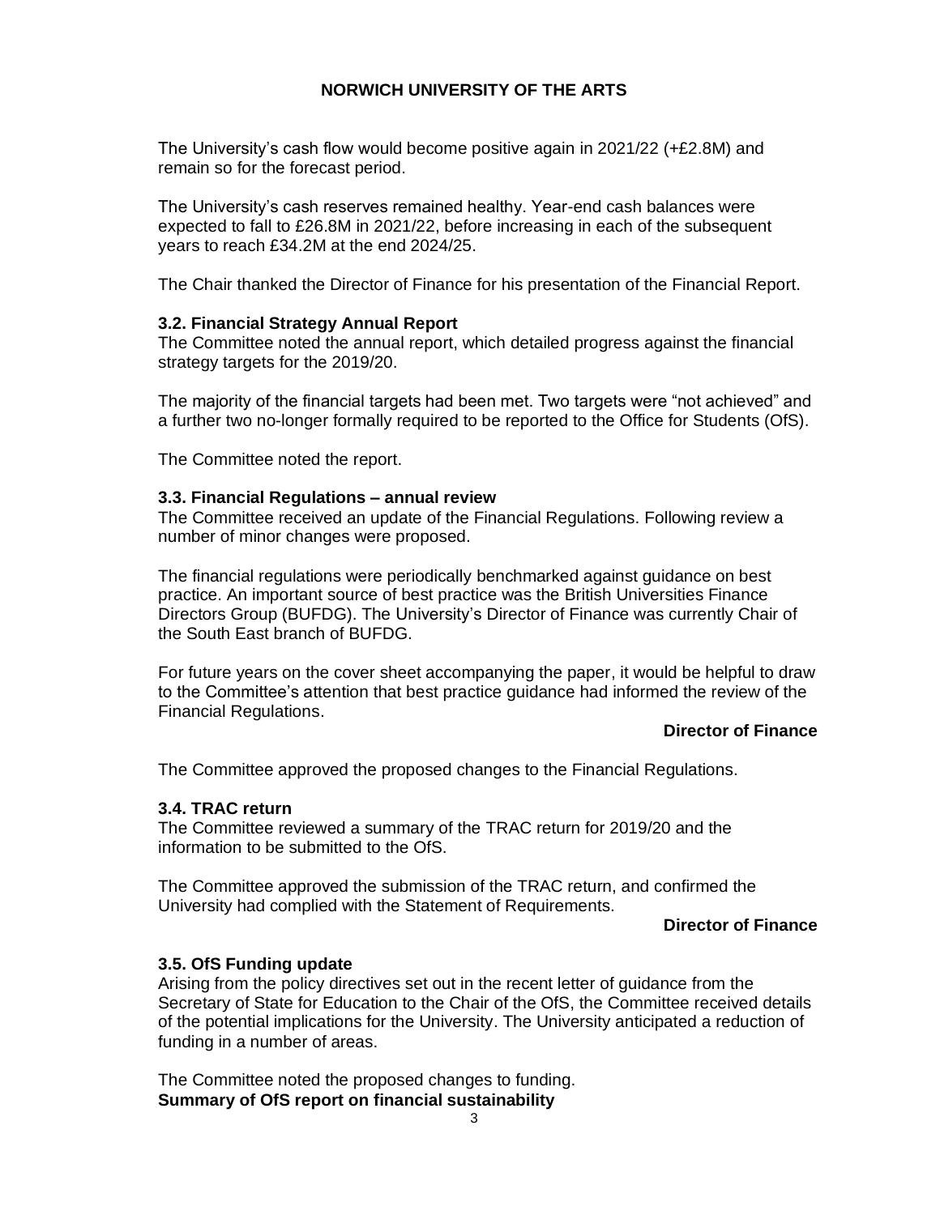The University's cash flow would become positive again in 2021/22 (+£2.8M) and remain so for the forecast period.

The University's cash reserves remained healthy. Year-end cash balances were expected to fall to £26.8M in 2021/22, before increasing in each of the subsequent years to reach £34.2M at the end 2024/25.

The Chair thanked the Director of Finance for his presentation of the Financial Report.

**3.2. Financial Strategy Annual Report**

The Committee noted the annual report, which detailed progress against the financial strategy targets for the 2019/20.

The majority of the financial targets had been met. Two targets were "not achieved" and a further two no-longer formally required to be reported to the Office for Students (OfS).

The Committee noted the report.

**3.3. Financial Regulations – annual review**

The Committee received an update of the Financial Regulations. Following review a number of minor changes were proposed.

The financial regulations were periodically benchmarked against guidance on best practice. An important source of best practice was the British Universities Finance Directors Group (BUFDG). The University's Director of Finance was currently Chair of the South East branch of BUFDG.

For future years on the cover sheet accompanying the paper, it would be helpful to draw to the Committee's attention that best practice guidance had informed the review of the Financial Regulations.

**Director of Finance**

The Committee approved the proposed changes to the Financial Regulations.

**3.4. TRAC return**

The Committee reviewed a summary of the TRAC return for 2019/20 and the information to be submitted to the OfS.

The Committee approved the submission of the TRAC return, and confirmed the University had complied with the Statement of Requirements.

**Director of Finance**

**3.5. OfS Funding update**

Arising from the policy directives set out in the recent letter of guidance from the Secretary of State for Education to the Chair of the OfS, the Committee received details of the potential implications for the University. The University anticipated a reduction of funding in a number of areas.

The Committee noted the proposed changes to funding.

**Summary of OfS report on financial sustainability**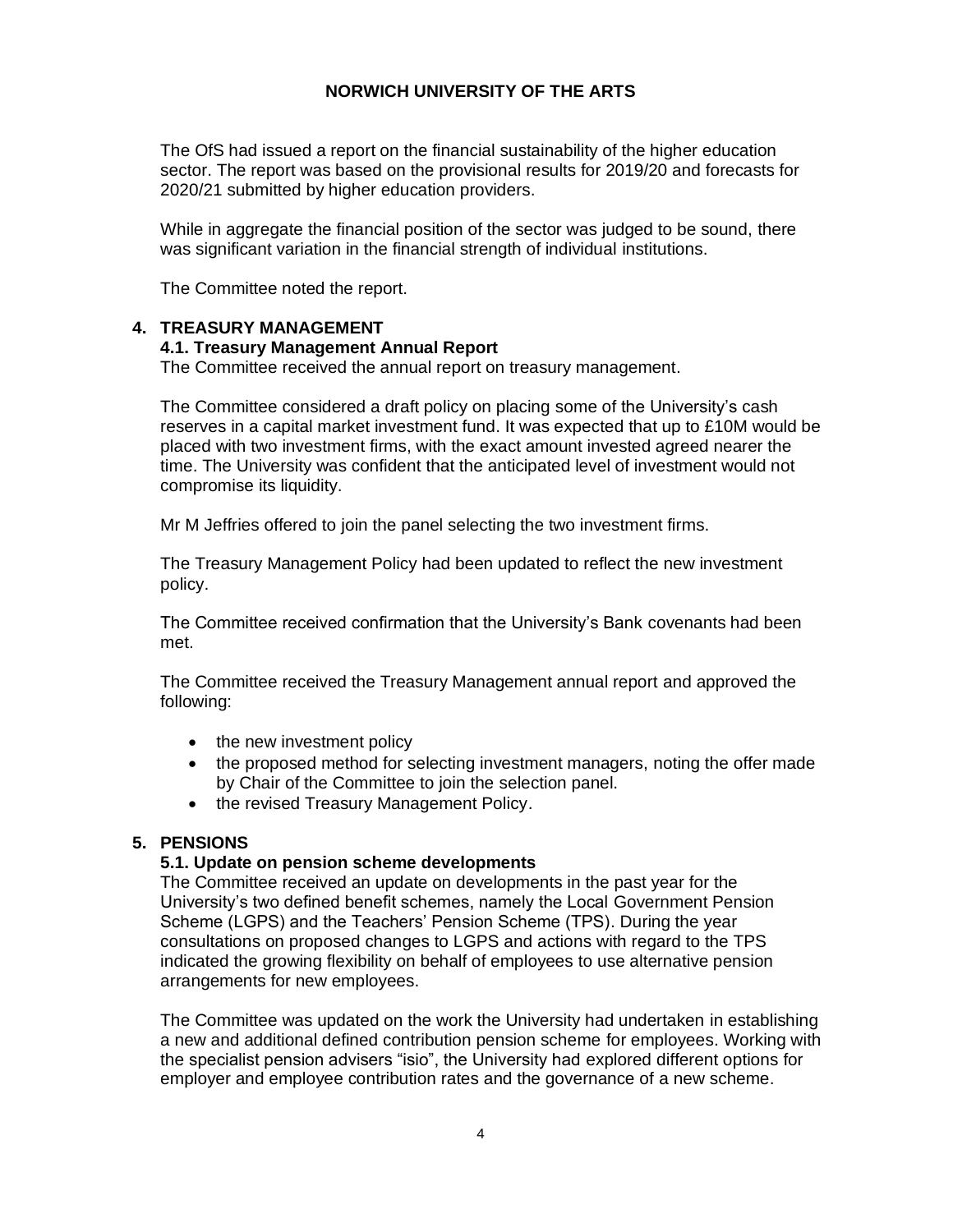The OfS had issued a report on the financial sustainability of the higher education sector. The report was based on the provisional results for 2019/20 and forecasts for 2020/21 submitted by higher education providers.

While in aggregate the financial position of the sector was judged to be sound, there was significant variation in the financial strength of individual institutions.

The Committee noted the report.

## 4. TREASURY MANAGEMENT

### 4.1. Treasury Management Annual Report

The Committee received the annual report on treasury management.

The Committee considered a draft policy on placing some of the University's cash reserves in a capital market investment fund. It was expected that up to £10M would be placed with two investment firms, with the exact amount invested agreed nearer the time. The University was confident that the anticipated level of investment would not compromise its liquidity.

Mr M Jeffries offered to join the panel selecting the two investment firms.

The Treasury Management Policy had been updated to reflect the new investment policy.

The Committee received confirmation that the University's Bank covenants had been met.

The Committee received the Treasury Management annual report and approved the following:

- the new investment policy
- the proposed method for selecting investment managers, noting the offer made by Chair of the Committee to join the selection panel.
- the revised Treasury Management Policy.

## 5. PENSIONS

### 5.1. Update on pension scheme developments

The Committee received an update on developments in the past year for the University's two defined benefit schemes, namely the Local Government Pension Scheme (LGPS) and the Teachers' Pension Scheme (TPS). During the year consultations on proposed changes to LGPS and actions with regard to the TPS indicated the growing flexibility on behalf of employees to use alternative pension arrangements for new employees.

The Committee was updated on the work the University had undertaken in establishing a new and additional defined contribution pension scheme for employees. Working with the specialist pension advisers "isio", the University had explored different options for employer and employee contribution rates and the governance of a new scheme.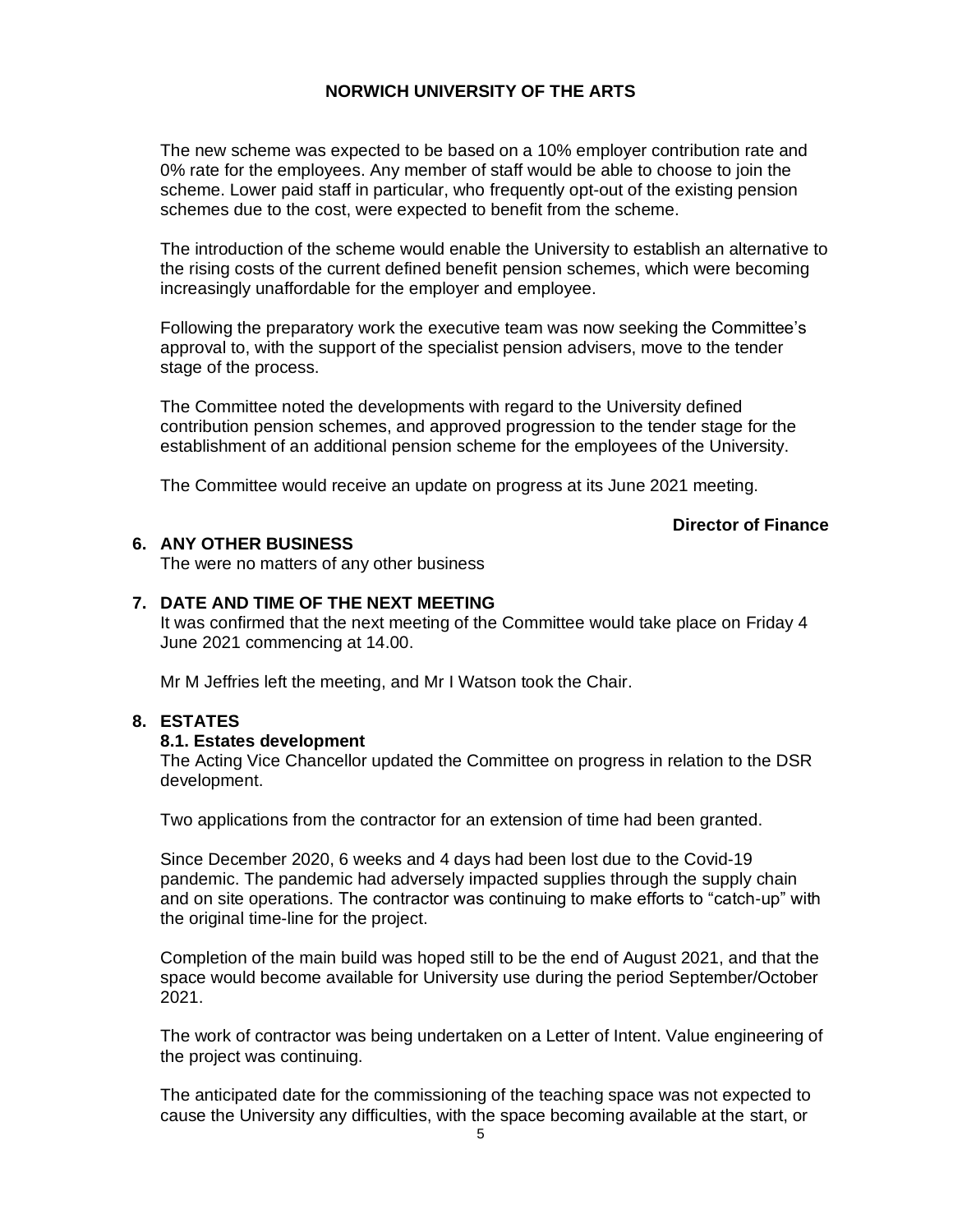The new scheme was expected to be based on a 10% employer contribution rate and 0% rate for the employees. Any member of staff would be able to choose to join the scheme. Lower paid staff in particular, who frequently opt-out of the existing pension schemes due to the cost, were expected to benefit from the scheme.

The introduction of the scheme would enable the University to establish an alternative to the rising costs of the current defined benefit pension schemes, which were becoming increasingly unaffordable for the employer and employee.

Following the preparatory work the executive team was now seeking the Committee's approval to, with the support of the specialist pension advisers, move to the tender stage of the process.

The Committee noted the developments with regard to the University defined contribution pension schemes, and approved progression to the tender stage for the establishment of an additional pension scheme for the employees of the University.

The Committee would receive an update on progress at its June 2021 meeting.

**Director of Finance**

## 6. ANY OTHER BUSINESS

The were no matters of any other business

## 7. DATE AND TIME OF THE NEXT MEETING

It was confirmed that the next meeting of the Committee would take place on Friday 4 June 2021 commencing at 14.00.

Mr M Jeffries left the meeting, and Mr I Watson took the Chair.

## 8. ESTATES

### 8.1. Estates development

The Acting Vice Chancellor updated the Committee on progress in relation to the DSR development.

Two applications from the contractor for an extension of time had been granted.

Since December 2020, 6 weeks and 4 days had been lost due to the Covid-19 pandemic. The pandemic had adversely impacted supplies through the supply chain and on site operations. The contractor was continuing to make efforts to "catch-up" with the original time-line for the project.

Completion of the main build was hoped still to be the end of August 2021, and that the space would become available for University use during the period September/October 2021.

The work of contractor was being undertaken on a Letter of Intent. Value engineering of the project was continuing.

The anticipated date for the commissioning of the teaching space was not expected to cause the University any difficulties, with the space becoming available at the start, or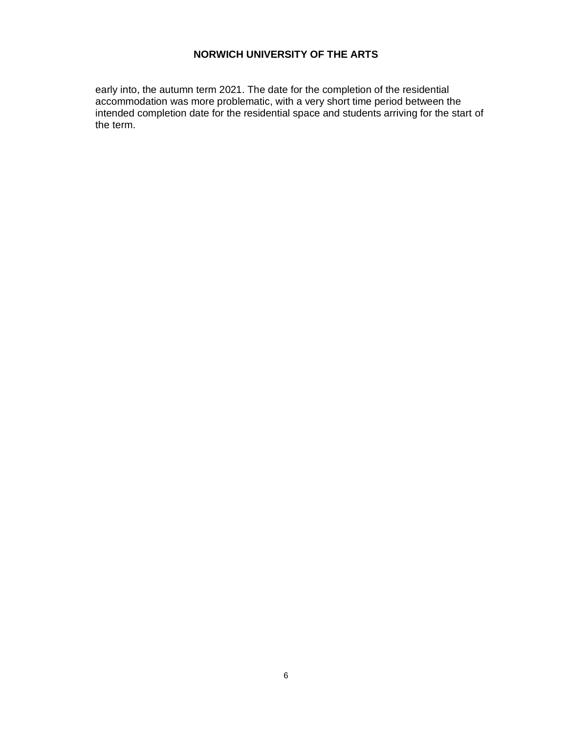early into, the autumn term 2021. The date for the completion of the residential accommodation was more problematic, with a very short time period between the intended completion date for the residential space and students arriving for the start of the term.